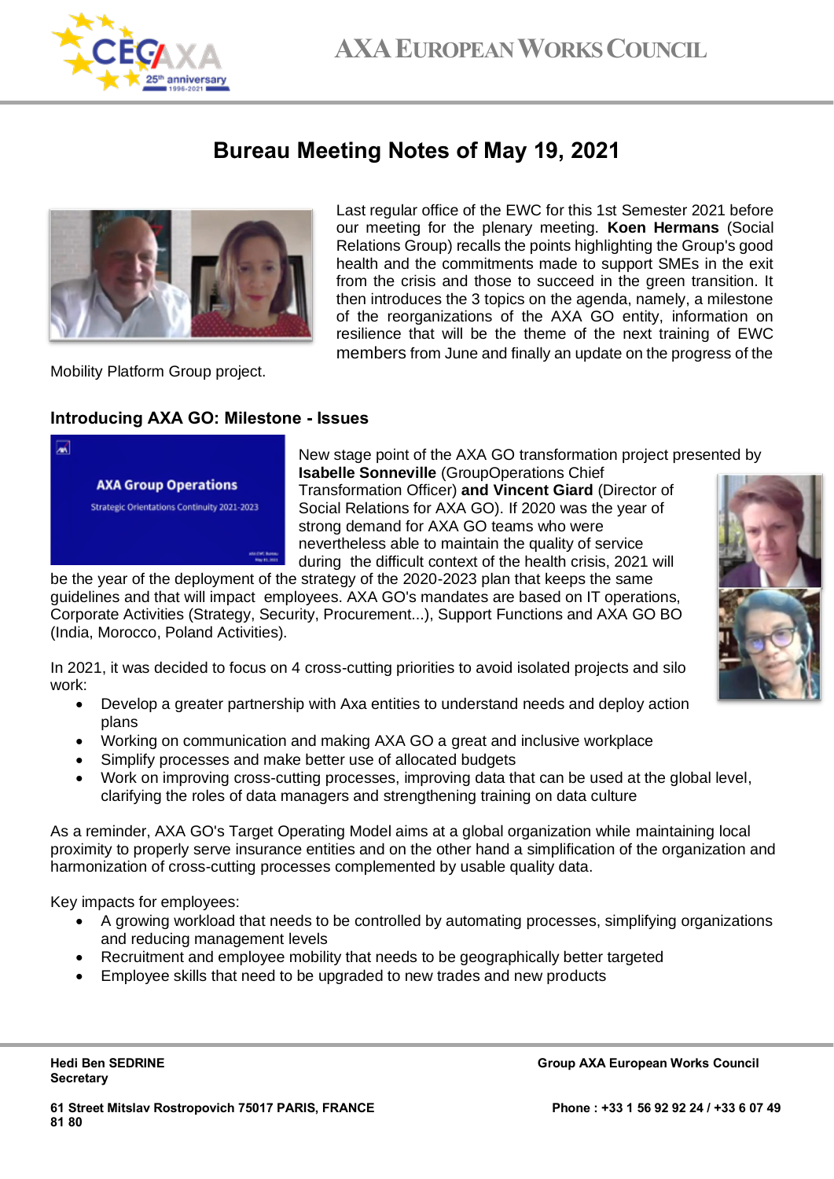# Bureau Meeting Notes of May 19, 2021

Last regular office of the EWC for this 1st Semester 2021 before our meeting for the plenary meeting. **Koen Hermans** (Social Relations Group) recalls the points highlighting the Group's good health and the commitments made to support SMEs in the exit from the crisis and those to succeed in the green transition. It then introduces the 3 topics on the agenda, namely, a milestone of the reorganizations of the AXA GO entity, information on resilience that will be the theme of the next training of EWC members from June and finally an update on the progress of the Mobility Platform Group project.

## Introducing AXA GO: Milestone - Issues

New stage point of the AXA GO transformation project presented by **Isabelle Sonneville** (GroupOperations Chief Transformation Officer) **and Vincent Giard** (Director of Social Relations for AXA GO). If 2020 was the year of strong demand for AXA GO teams who were nevertheless able to maintain the quality of service during the difficult context of the health crisis, 2021 will be the year of the deployment of the strategy of the 2020-2023 plan that keeps the same guidelines and that will impact employees. AXA GO's mandates are based on IT operations, Corporate Activities (Strategy, Security, Procurement...), Support Functions and AXA GO BO (India, Morocco, Poland Activities).

In 2021, it was decided to focus on 4 cross-cutting priorities to avoid isolated projects and silo work:

- Develop a greater partnership with Axa entities to understand needs and deploy action plans
- Working on communication and making AXA GO a great and inclusive workplace
- Simplify processes and make better use of allocated budgets
- Work on improving cross-cutting processes, improving data that can be used at the global level, clarifying the roles of data managers and strengthening training on data culture

As a reminder, AXA GO's Target Operating Model aims at a global organization while maintaining local proximity to properly serve insurance entities and on the other hand a simplification of the organization and harmonization of cross-cutting processes complemented by usable quality data.

Key impacts for employees:

- A growing workload that needs to be controlled by automating processes, simplifying organizations and reducing management levels
- Recruitment and employee mobility that needs to be geographically better targeted
- Employee skills that need to be upgraded to new trades and new products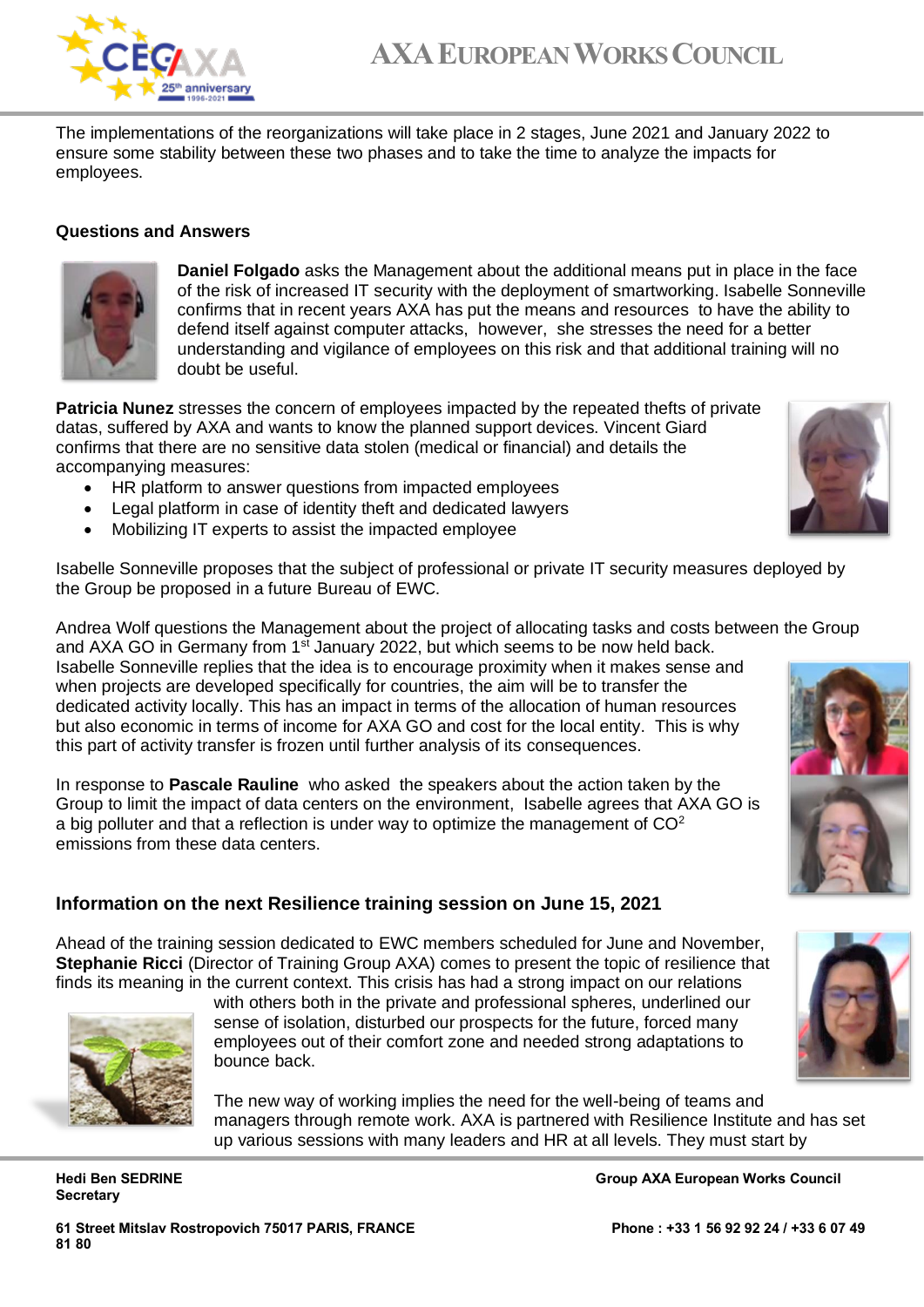The implementations of the reorganizations will take place in 2 stages, June 2021 and January 2022 to ensure some stability between these two phases and to take the time to analyze the impacts for employees.

**Questions and Answers**

**Daniel Folgado** asks the Management about the additional means put in place in the face of the risk of increased IT security with the deployment of smartworking. Isabelle Sonneville confirms that in recent years AXA has put the means and resources to have the ability to defend itself against computer attacks, however, she stresses the need for a better understanding and vigilance of employees on this risk and that additional training will no doubt be useful.

**Patricia Nunez** stresses the concern of employees impacted by the repeated thefts of private datas, suffered by AXA and wants to know the planned support devices. Vincent Giard confirms that there are no sensitive data stolen (medical or financial) and details the accompanying measures:

- HR platform to answer questions from impacted employees
- Legal platform in case of identity theft and dedicated lawyers
- Mobilizing IT experts to assist the impacted employee

Isabelle Sonneville proposes that the subject of professional or private IT security measures deployed by the Group be proposed in a future Bureau of EWC.

Andrea Wolf questions the Management about the project of allocating tasks and costs between the Group and AXA GO in Germany from 1st January 2022, but which seems to be now held back. Isabelle Sonneville replies that the idea is to encourage proximity when it makes sense and when projects are developed specifically for countries, the aim will be to transfer the dedicated activity locally. This has an impact in terms of the allocation of human resources but also economic in terms of income for AXA GO and cost for the local entity. This is why this part of activity transfer is frozen until further analysis of its consequences.

In response to **Pascale Rauline** who asked the speakers about the action taken by the Group to limit the impact of data centers on the environment, Isabelle agrees that AXA GO is a big polluter and that a reflection is under way to optimize the management of $CO^2$ emissions from these data centers.

## Information on the next Resilience training session on June 15, 2021

Ahead of the training session dedicated to EWC members scheduled for June and November, **Stephanie Ricci** (Director of Training Group AXA) comes to present the topic of resilience that finds its meaning in the current context. This crisis has had a strong impact on our relations with others both in the private and professional spheres, underlined our sense of isolation, disturbed our prospects for the future, forced many employees out of their comfort zone and needed strong adaptations to bounce back.

The new way of working implies the need for the well-being of teams and managers through remote work. AXA is partnered with Resilience Institute and has set up various sessions with many leaders and HR at all levels. They must start by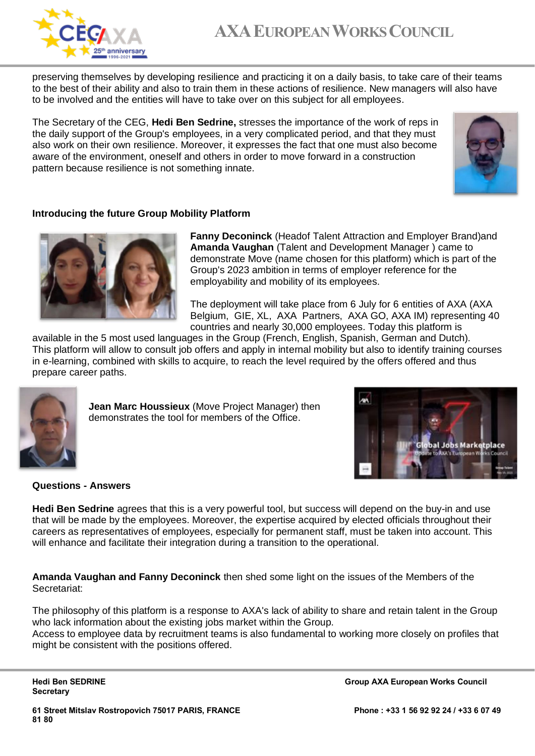preserving themselves by developing resilience and practicing it on a daily basis, to take care of their teams to the best of their ability and also to train them in these actions of resilience. New managers will also have to be involved and the entities will have to take over on this subject for all employees.

The Secretary of the CEG, **Hedi Ben Sedrine,** stresses the importance of the work of reps in the daily support of the Group's employees, in a very complicated period, and that they must also work on their own resilience. Moreover, it expresses the fact that one must also become aware of the environment, oneself and others in order to move forward in a construction pattern because resilience is not something innate.

**Introducing the future Group Mobility Platform**

**Fanny Deconinck** (Headof Talent Attraction and Employer Brand)and **Amanda Vaughan** (Talent and Development Manager ) came to demonstrate Move (name chosen for this platform) which is part of the Group's 2023 ambition in terms of employer reference for the employability and mobility of its employees.

The deployment will take place from 6 July for 6 entities of AXA (AXA Belgium, GIE, XL, AXA Partners, AXA GO, AXA IM) representing 40 countries and nearly 30,000 employees. Today this platform is available in the 5 most used languages in the Group (French, English, Spanish, German and Dutch). This platform will allow to consult job offers and apply in internal mobility but also to identify training courses in e-learning, combined with skills to acquire, to reach the level required by the offers offered and thus prepare career paths.

**Jean Marc Houssieux** (Move Project Manager) then demonstrates the tool for members of the Office.

**Questions - Answers**

**Hedi Ben Sedrine** agrees that this is a very powerful tool, but success will depend on the buy-in and use that will be made by the employees. Moreover, the expertise acquired by elected officials throughout their careers as representatives of employees, especially for permanent staff, must be taken into account. This will enhance and facilitate their integration during a transition to the operational.

**Amanda Vaughan and Fanny Deconinck** then shed some light on the issues of the Members of the Secretariat:

The philosophy of this platform is a response to AXA's lack of ability to share and retain talent in the Group who lack information about the existing jobs market within the Group.
Access to employee data by recruitment teams is also fundamental to working more closely on profiles that might be consistent with the positions offered.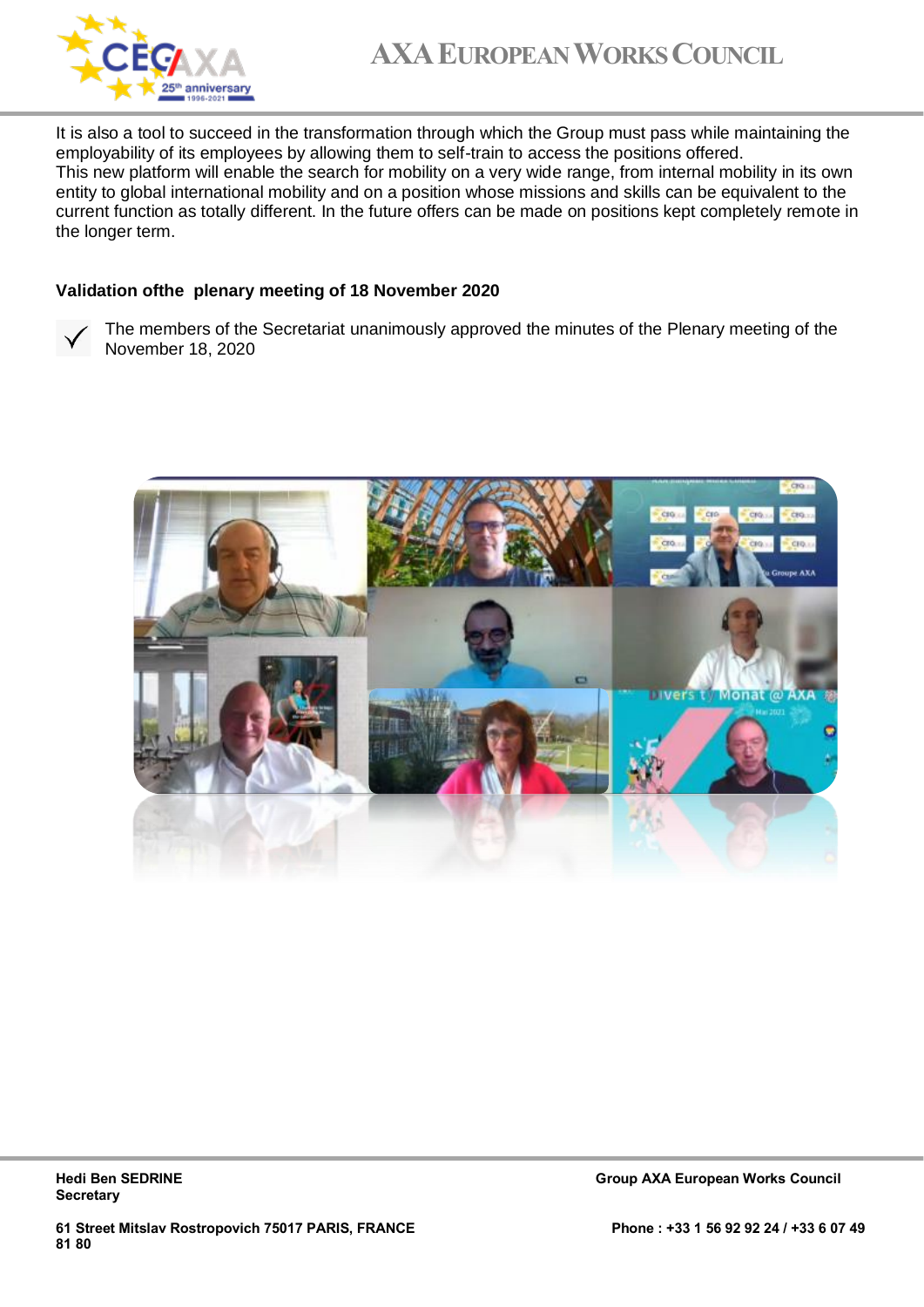It is also a tool to succeed in the transformation through which the Group must pass while maintaining the employability of its employees by allowing them to self-train to access the positions offered.
This new platform will enable the search for mobility on a very wide range, from internal mobility in its own entity to global international mobility and on a position whose missions and skills can be equivalent to the current function as totally different. In the future offers can be made on positions kept completely remote in the longer term.

**Validation ofthe plenary meeting of 18 November 2020**

✓ The members of the Secretariat unanimously approved the minutes of the Plenary meeting of the November 18, 2020

**Hedi Ben SEDRINE**
**Secretary**

**61 Street Mitslav Rostropovich 75017 PARIS, FRANCE**

**Group AXA European Works Council**

**Phone : +33 1 56 92 92 24 / +33 6 07 49 81 80**